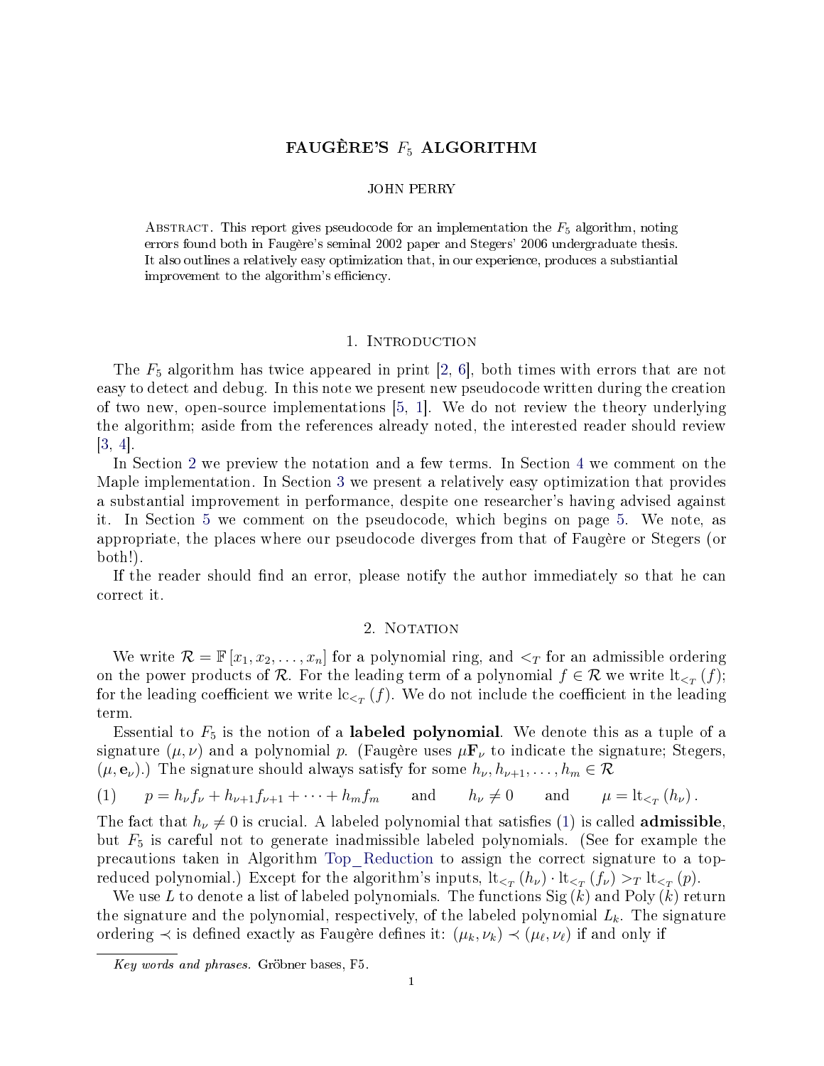# FAUGÈRE'S $F_5$ ALGORITHM

JOHN PERRY

Abstract. This report gives pseudocode for an implementation the $F_5$ algorithm, noting errors found both in Faugère's seminal 2002 paper and Stegers' 2006 undergraduate thesis. It also outlines a relatively easy optimization that, in our experience, produces a substiantial improvement to the algorithm's efficiency.

## 1. Introduction

The $F_5$ algorithm has twice appeared in print [2, 6], both times with errors that are not easy to detect and debug. In this note we present new pseudocode written during the creation of two new, open-source implementations [5, 1]. We do not review the theory underlying the algorithm; aside from the references already noted, the interested reader should review [3, 4].

In Section 2 we preview the notation and a few terms. In Section 4 we comment on the Maple implementation. In Section 3 we present a relatively easy optimization that provides a substantial improvement in performance, despite one researcher's having advised against it. In Section 5 we comment on the pseudocode, which begins on page 5. We note, as appropriate, the places where our pseudocode diverges from that of Faugère or Stegers (or both!).

If the reader should find an error, please notify the author immediately so that he can correct it.

## 2. Notation

We write $\mathcal{R} = \mathbb{F}[x_1, x_2, \ldots, x_n]$ for a polynomial ring, and $<_T$ for an admissible ordering on the power products of $\mathcal{R}$. For the leading term of a polynomial $f \in \mathcal{R}$ we write $\mathrm{lt}_{<_T}(f)$; for the leading coefficient we write $\mathrm{lc}_{<_T}(f)$. We do not include the coefficient in the leading term.

Essential to $F_5$ is the notion of a **labeled polynomial**. We denote this as a tuple of a signature $(\mu, \nu)$ and a polynomial $p$. (Faugère uses $\mu \mathbf{F}_\nu$ to indicate the signature; Stegers, $(\mu, \mathbf{e}_\nu)$.) The signature should always satisfy for some $h_\nu, h_{\nu+1}, \ldots, h_m \in \mathcal{R}$

$$(1) \qquad p = h_\nu f_\nu + h_{\nu+1} f_{\nu+1} + \cdots + h_m f_m \qquad \text{and} \qquad h_\nu \neq 0 \qquad \text{and} \qquad \mu = \mathrm{lt}_{<_T}(h_\nu).$$

The fact that $h_\nu \neq 0$ is crucial. A labeled polynomial that satisfies (1) is called **admissible**, but $F_5$ is careful not to generate inadmissible labeled polynomials. (See for example the precautions taken in Algorithm Top_Reduction to assign the correct signature to a top-reduced polynomial.) Except for the algorithm's inputs, $\mathrm{lt}_{<_T}(h_\nu) \cdot \mathrm{lt}_{<_T}(f_\nu) >_T \mathrm{lt}_{<_T}(p)$.

We use $L$ to denote a list of labeled polynomials. The functions $\mathrm{Sig}(k)$ and $\mathrm{Poly}(k)$ return the signature and the polynomial, respectively, of the labeled polynomial $L_k$. The signature ordering $\prec$ is defined exactly as Faugère defines it: $(\mu_k, \nu_k) \prec (\mu_\ell, \nu_\ell)$ if and only if

*Key words and phrases.* Gröbner bases, F5.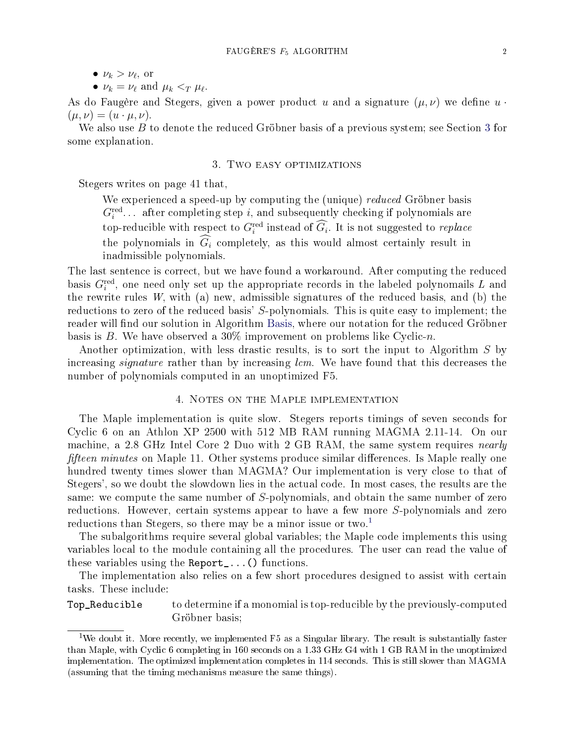- $\nu_k > \nu_\ell$, or
- $\nu_k = \nu_\ell$ and $\mu_k <_T \mu_\ell$.

As do Faugère and Stegers, given a power product $u$ and a signature $(\mu, \nu)$ we define $u \cdot (\mu, \nu) = (u \cdot \mu, \nu)$.

We also use $B$ to denote the reduced Gröbner basis of a previous system; see Section 3 for some explanation.

## 3. Two easy optimizations

Stegers writes on page 41 that,

> We experienced a speed-up by computing the (unique) *reduced* Gröbner basis $G_i^{\text{red}}$... after completing step $i$, and subsequently checking if polynomials are top-reducible with respect to $G_i^{\text{red}}$ instead of $\widehat{G_i}$. It is not suggested to *replace* the polynomials in $\widehat{G_i}$ completely, as this would almost certainly result in inadmissible polynomials.

The last sentence is correct, but we have found a workaround. After computing the reduced basis $G_i^{\text{red}}$, one need only set up the appropriate records in the labeled polynomails $L$ and the rewrite rules $W$, with (a) new, admissible signatures of the reduced basis, and (b) the reductions to zero of the reduced basis' $S$-polynomials. This is quite easy to implement; the reader will find our solution in Algorithm Basis, where our notation for the reduced Gröbner basis is $B$. We have observed a 30% improvement on problems like Cyclic-$n$.

Another optimization, with less drastic results, is to sort the input to Algorithm $S$ by increasing *signature* rather than by increasing *lcm*. We have found that this decreases the number of polynomials computed in an unoptimized F5.

## 4. Notes on the Maple implementation

The Maple implementation is quite slow. Stegers reports timings of seven seconds for Cyclic 6 on an Athlon XP 2500 with 512 MB RAM running MAGMA 2.11-14. On our machine, a 2.8 GHz Intel Core 2 Duo with 2 GB RAM, the same system requires *nearly fifteen minutes* on Maple 11. Other systems produce similar differences. Is Maple really one hundred twenty times slower than MAGMA? Our implementation is very close to that of Stegers', so we doubt the slowdown lies in the actual code. In most cases, the results are the same: we compute the same number of $S$-polynomials, and obtain the same number of zero reductions. However, certain systems appear to have a few more $S$-polynomials and zero reductions than Stegers, so there may be a minor issue or two.[1]

The subalgorithms require several global variables; the Maple code implements this using variables local to the module containing all the procedures. The user can read the value of these variables using the `Report_...()` functions.

The implementation also relies on a few short procedures designed to assist with certain tasks. These include:

`Top_Reducible` to determine if a monomial is top-reducible by the previously-computed Gröbner basis;

[1] We doubt it. More recently, we implemented F5 as a Singular library. The result is substantially faster than Maple, with Cyclic 6 completing in 160 seconds on a 1.33 GHz G4 with 1 GB RAM in the unoptimized implementation. The optimized implementation completes in 114 seconds. This is still slower than MAGMA (assuming that the timing mechanisms measure the same things).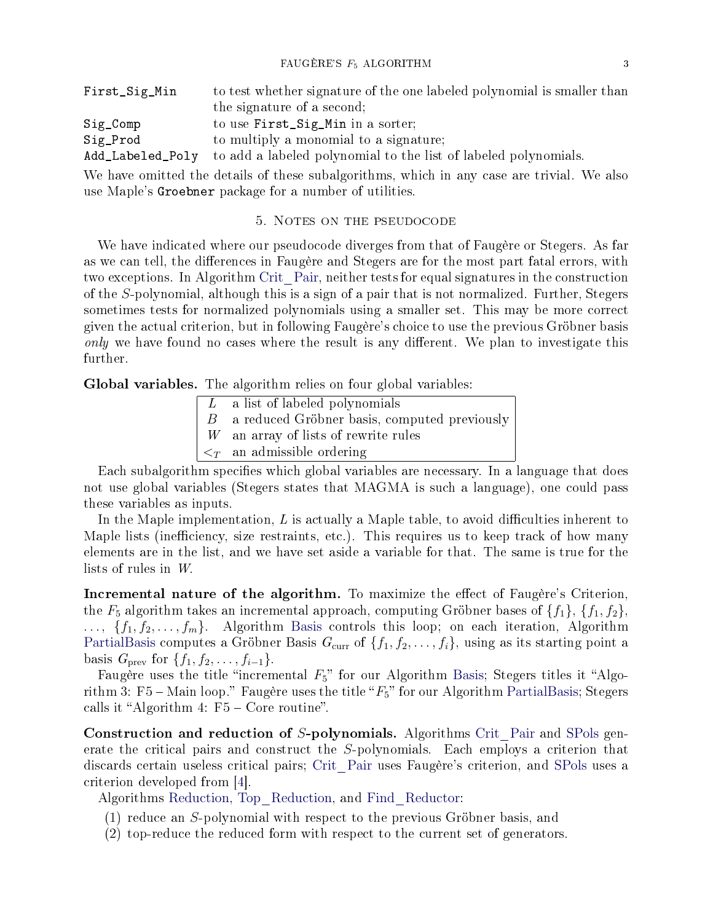| | |
|---|---|
| `First_Sig_Min` | to test whether signature of the one labeled polynomial is smaller than the signature of a second; |
| `Sig_Comp` | to use `First_Sig_Min` in a sorter; |
| `Sig_Prod` | to multiply a monomial to a signature; |
| `Add_Labeled_Poly` | to add a labeled polynomial to the list of labeled polynomials. |

We have omitted the details of these subalgorithms, which in any case are trivial. We also use Maple's `Groebner` package for a number of utilities.

## 5. Notes on the pseudocode

We have indicated where our pseudocode diverges from that of Faugère or Stegers. As far as we can tell, the differences in Faugère and Stegers are for the most part fatal errors, with two exceptions. In Algorithm Crit_Pair, neither tests for equal signatures in the construction of the $S$-polynomial, although this is a sign of a pair that is not normalized. Further, Stegers sometimes tests for normalized polynomials using a smaller set. This may be more correct given the actual criterion, but in following Faugère's choice to use the previous Gröbner basis *only* we have found no cases where the result is any different. We plan to investigate this further.

**Global variables.** The algorithm relies on four global variables:

| | |
|---|---|
| $L$ | a list of labeled polynomials |
| $B$ | a reduced Gröbner basis, computed previously |
| $W$ | an array of lists of rewrite rules |
| $<_T$ | an admissible ordering |

Each subalgorithm specifies which global variables are necessary. In a language that does not use global variables (Stegers states that MAGMA is such a language), one could pass these variables as inputs.

In the Maple implementation, $L$ is actually a Maple table, to avoid difficulties inherent to Maple lists (inefficiency, size restraints, etc.). This requires us to keep track of how many elements are in the list, and we have set aside a variable for that. The same is true for the lists of rules in $W$.

**Incremental nature of the algorithm.** To maximize the effect of Faugère's Criterion, the $F_5$ algorithm takes an incremental approach, computing Gröbner bases of $\{f_1\}$, $\{f_1, f_2\}$, $\ldots$, $\{f_1, f_2, \ldots, f_m\}$. Algorithm Basis controls this loop; on each iteration, Algorithm PartialBasis computes a Gröbner Basis $G_{\text{curr}}$ of $\{f_1, f_2, \ldots, f_i\}$, using as its starting point a basis $G_{\text{prev}}$ for $\{f_1, f_2, \ldots, f_{i-1}\}$.

Faugère uses the title "incremental $F_5$" for our Algorithm Basis; Stegers titles it "Algorithm 3: F5 – Main loop." Faugère uses the title "$F_5$" for our Algorithm PartialBasis; Stegers calls it "Algorithm 4: F5 – Core routine".

**Construction and reduction of $S$-polynomials.** Algorithms Crit_Pair and SPols generate the critical pairs and construct the $S$-polynomials. Each employs a criterion that discards certain useless critical pairs; Crit_Pair uses Faugère's criterion, and SPols uses a criterion developed from [4].

Algorithms Reduction, Top_Reduction, and Find_Reductor:

1. reduce an $S$-polynomial with respect to the previous Gröbner basis, and
2. top-reduce the reduced form with respect to the current set of generators.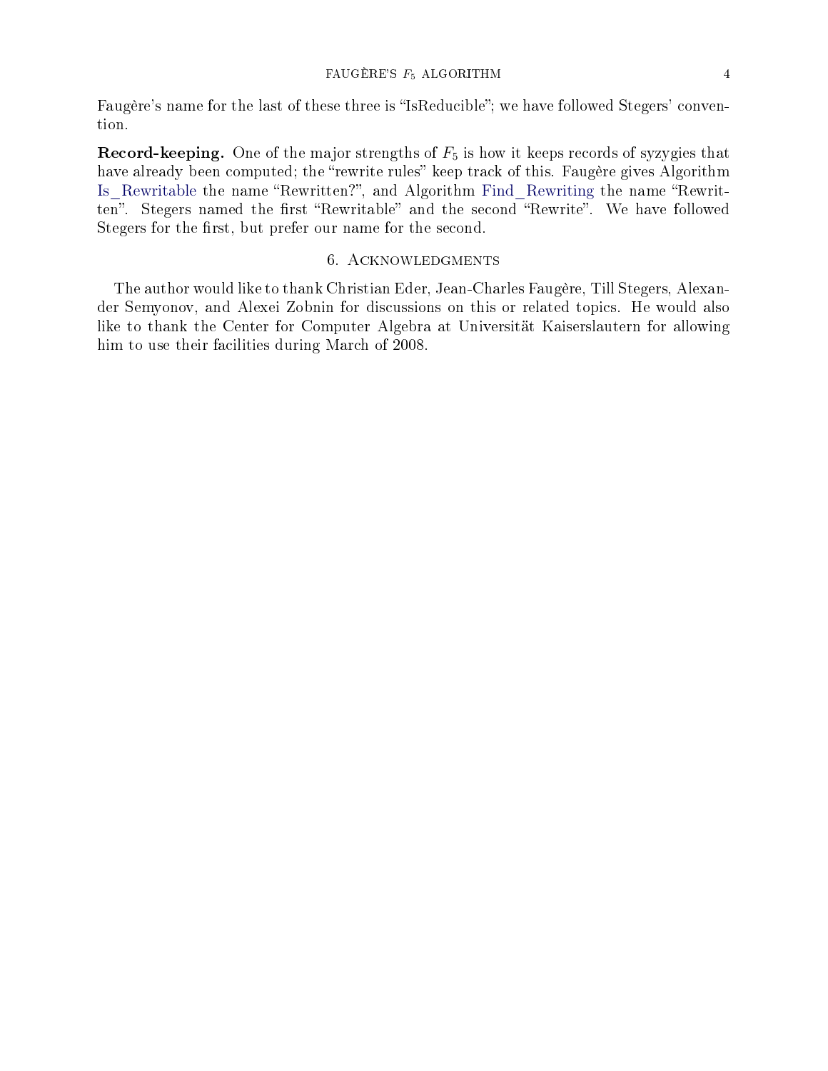Faugère's name for the last of these three is "IsReducible"; we have followed Stegers' convention.

**Record-keeping.** One of the major strengths of $F_5$ is how it keeps records of syzygies that have already been computed; the "rewrite rules" keep track of this. Faugère gives Algorithm Is_Rewritable the name "Rewritten?", and Algorithm Find_Rewriting the name "Rewritten". Stegers named the first "Rewritable" and the second "Rewrite". We have followed Stegers for the first, but prefer our name for the second.

## 6. Acknowledgments

The author would like to thank Christian Eder, Jean-Charles Faugère, Till Stegers, Alexander Semyonov, and Alexei Zobnin for discussions on this or related topics. He would also like to thank the Center for Computer Algebra at Universität Kaiserslautern for allowing him to use their facilities during March of 2008.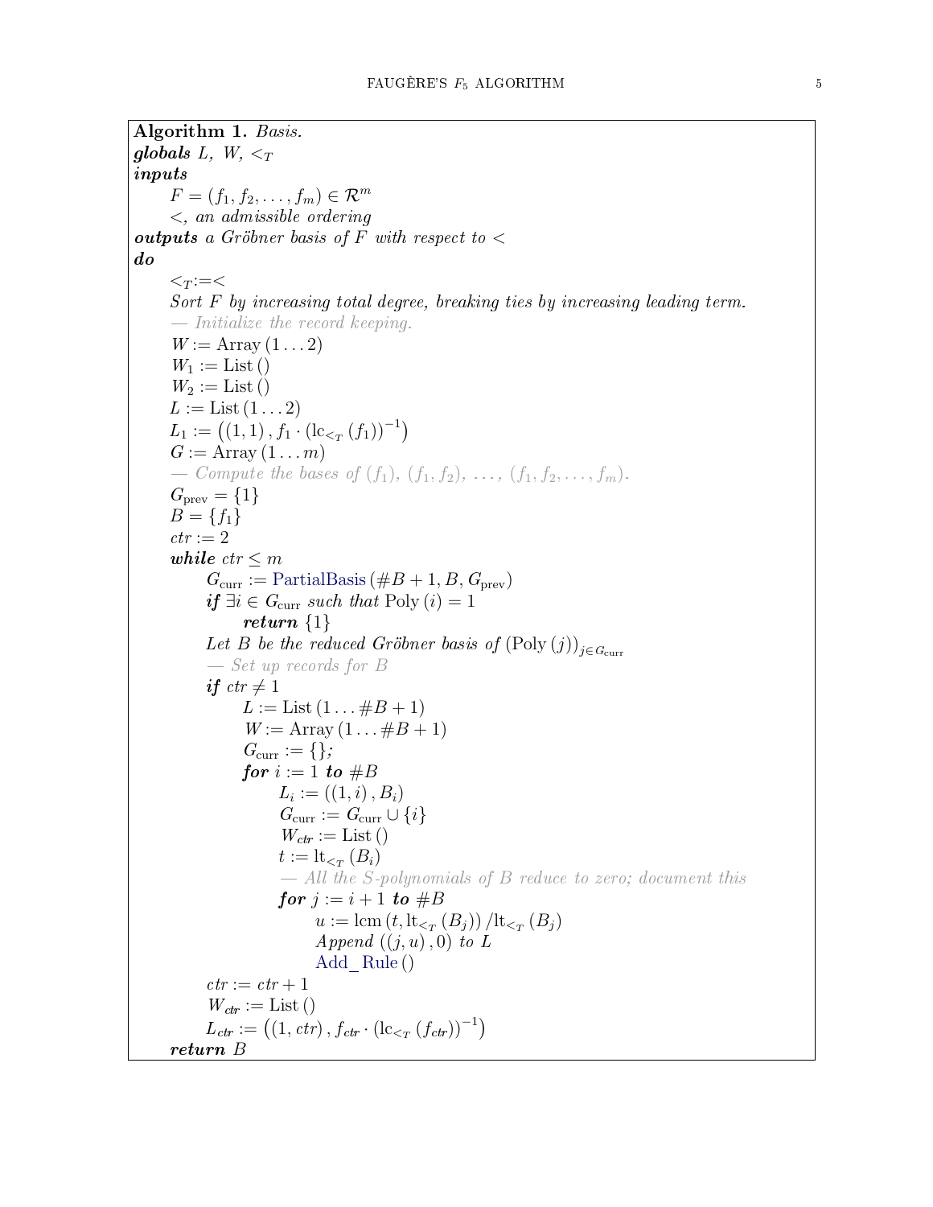**Algorithm 1.** *Basis.*

***globals*** $L,\ W,\ <_T$

***inputs***

  $F = (f_1, f_2, \ldots, f_m) \in \mathcal{R}^m$

  $<$*, an admissible ordering*

***outputs*** *a Gröbner basis of $F$ with respect to $<$*

***do***

  $<_T := <$

  *Sort $F$ by increasing total degree, breaking ties by increasing leading term.*

  *— Initialize the record keeping.*

  $W := \mathrm{Array}\,(1 \ldots 2)$

  $W_1 := \mathrm{List}\,()$

  $W_2 := \mathrm{List}\,()$

  $L := \mathrm{List}\,(1 \ldots 2)$

  $L_1 := \left((1,1), f_1 \cdot (\mathrm{lc}_{<_T}(f_1))^{-1}\right)$

  $G := \mathrm{Array}\,(1 \ldots m)$

  *— Compute the bases of $(f_1)$, $(f_1, f_2)$, $\ldots$, $(f_1, f_2, \ldots, f_m)$.*

  $G_{\mathrm{prev}} = \{1\}$

  $B = \{f_1\}$

  $ctr := 2$

  ***while*** $ctr \leq m$

    $G_{\mathrm{curr}} := \mathrm{PartialBasis}\,(\#B + 1, B, G_{\mathrm{prev}})$

    ***if*** $\exists i \in G_{\mathrm{curr}}$ *such that* $\mathrm{Poly}\,(i) = 1$

      ***return*** $\{1\}$

    *Let $B$ be the reduced Gröbner basis of* $(\mathrm{Poly}\,(j))_{j \in G_{\mathrm{curr}}}$

    *— Set up records for $B$*

    ***if*** $ctr \neq 1$

      $L := \mathrm{List}\,(1 \ldots \#B + 1)$

      $W := \mathrm{Array}\,(1 \ldots \#B + 1)$

      $G_{\mathrm{curr}} := \{\}$*;*

      ***for*** $i := 1$ ***to*** $\#B$

        $L_i := ((1,i), B_i)$

        $G_{\mathrm{curr}} := G_{\mathrm{curr}} \cup \{i\}$

        $W_{ctr} := \mathrm{List}\,()$

        $t := \mathrm{lt}_{<_T}(B_i)$

        *— All the S-polynomials of $B$ reduce to zero; document this*

        ***for*** $j := i + 1$ ***to*** $\#B$

          $u := \mathrm{lcm}\,(t, \mathrm{lt}_{<_T}(B_j)) / \mathrm{lt}_{<_T}(B_j)$

          *Append* $((j,u), 0)$ *to* $L$

          $\mathrm{Add\_Rule}\,()$

    $ctr := ctr + 1$

    $W_{ctr} := \mathrm{List}\,()$

    $L_{ctr} := \left((1, ctr), f_{ctr} \cdot (\mathrm{lc}_{<_T}(f_{ctr}))^{-1}\right)$

  ***return*** $B$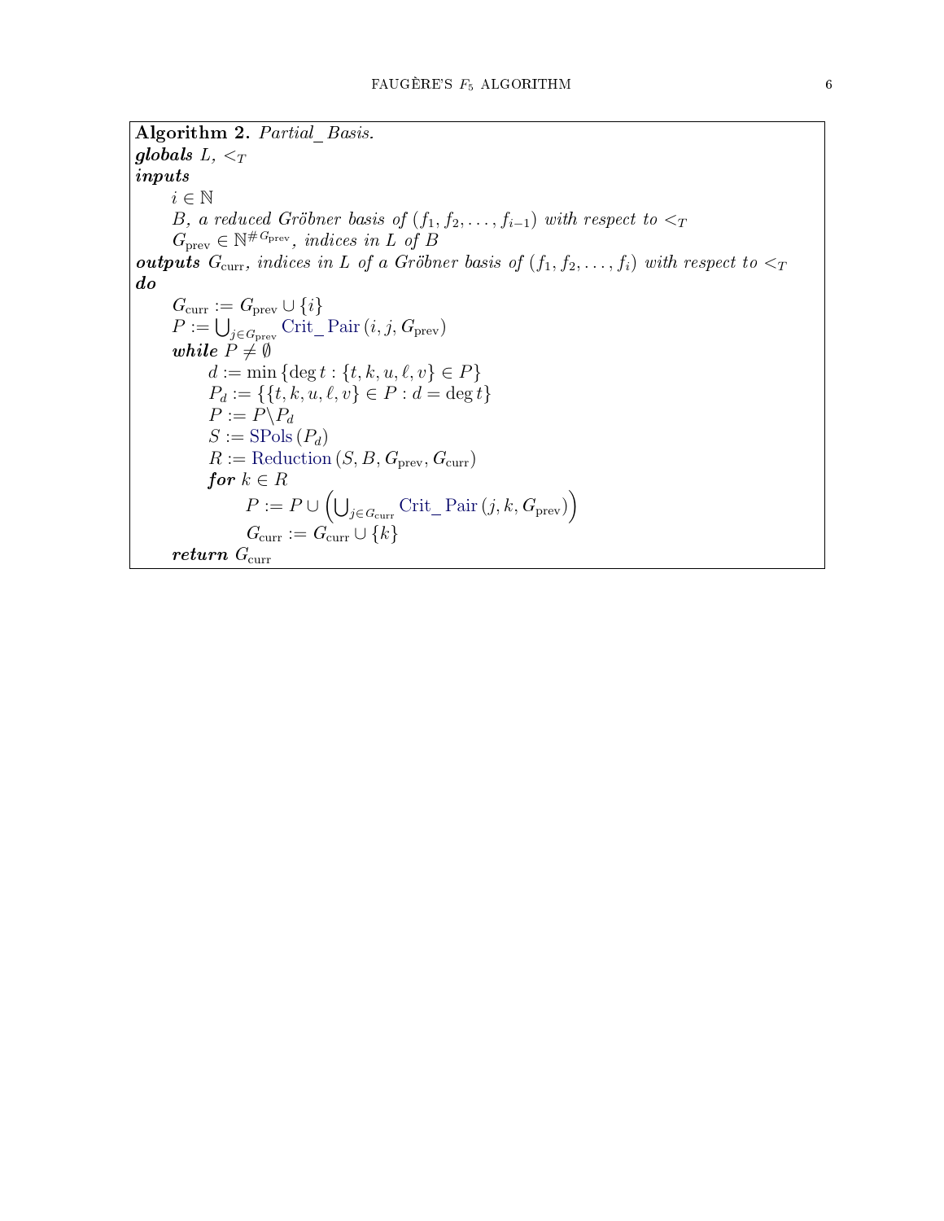**Algorithm 2.** *Partial_ Basis.*

***globals*** $L$, $<_T$

***inputs***

  $i \in \mathbb{N}$

  *$B$, a reduced Gröbner basis of $(f_1, f_2, \ldots, f_{i-1})$ with respect to $<_T$*

  $G_{\text{prev}} \in \mathbb{N}^{\# G_{\text{prev}}}$*, indices in $L$ of $B$*

***outputs*** $G_{\text{curr}}$*, indices in $L$ of a Gröbner basis of $(f_1, f_2, \ldots, f_i)$ with respect to $<_T$*

***do***

  $G_{\text{curr}} := G_{\text{prev}} \cup \{i\}$

  $P := \bigcup_{j \in G_{\text{prev}}} \text{Crit\_ Pair}\,(i, j, G_{\text{prev}})$

  ***while*** $P \neq \emptyset$

    $d := \min \{\deg t : \{t, k, u, \ell, v\} \in P\}$

    $P_d := \{\{t, k, u, \ell, v\} \in P : d = \deg t\}$

    $P := P \backslash P_d$

    $S := \text{SPols}\,(P_d)$

    $R := \text{Reduction}\,(S, B, G_{\text{prev}}, G_{\text{curr}})$

    ***for*** $k \in R$

      $P := P \cup \left( \bigcup_{j \in G_{\text{curr}}} \text{Crit\_ Pair}\,(j, k, G_{\text{prev}}) \right)$

      $G_{\text{curr}} := G_{\text{curr}} \cup \{k\}$

  ***return*** $G_{\text{curr}}$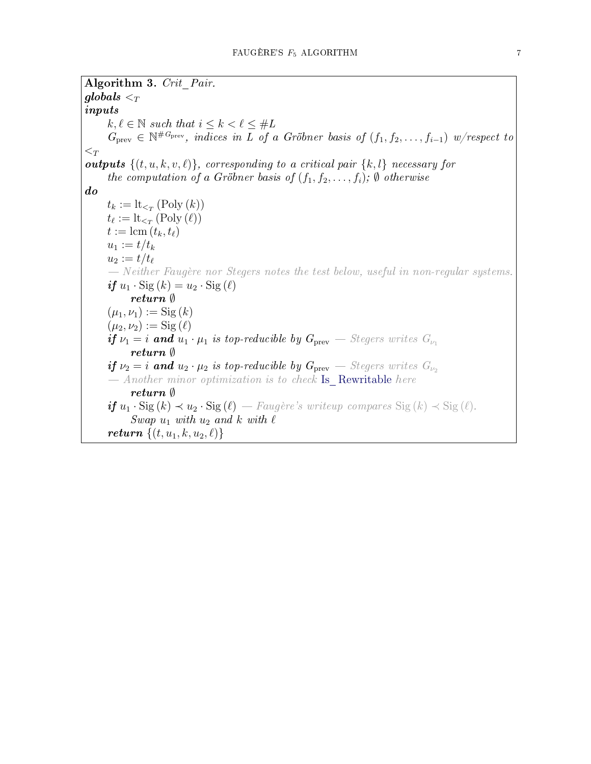**Algorithm 3.** *Crit_Pair.*
***globals*** $<_T$
***inputs***

   $k, \ell \in \mathbb{N}$ *such that* $i \leq k < \ell \leq \#L$
   $G_{\text{prev}} \in \mathbb{N}^{\#G_{\text{prev}}}$*, indices in* $L$ *of a Gröbner basis of* $(f_1, f_2, \ldots, f_{i-1})$ *w/respect to* $<_T$

***outputs*** $\{(t, u, k, v, \ell)\}$*, corresponding to a critical pair* $\{k, l\}$ *necessary for*
   *the computation of a Gröbner basis of* $(f_1, f_2, \ldots, f_i)$*;* $\emptyset$ *otherwise*

***do***

   $t_k := \text{lt}_{<_T}(\text{Poly}(k))$
   $t_\ell := \text{lt}_{<_T}(\text{Poly}(\ell))$
   $t := \text{lcm}(t_k, t_\ell)$
   $u_1 := t/t_k$
   $u_2 := t/t_\ell$
   *— Neither Faugère nor Stegers notes the test below, useful in non-regular systems.*
   ***if*** $u_1 \cdot \text{Sig}(k) = u_2 \cdot \text{Sig}(\ell)$
      ***return*** $\emptyset$
   $(\mu_1, \nu_1) := \text{Sig}(k)$
   $(\mu_2, \nu_2) := \text{Sig}(\ell)$
   ***if*** $\nu_1 = i$ ***and*** $u_1 \cdot \mu_1$ *is top-reducible by* $G_{\text{prev}}$ *— Stegers writes* $G_{\nu_1}$
      ***return*** $\emptyset$
   ***if*** $\nu_2 = i$ ***and*** $u_2 \cdot \mu_2$ *is top-reducible by* $G_{\text{prev}}$ *— Stegers writes* $G_{\nu_2}$
   *— Another minor optimization is to check* Is_Rewritable *here*
      ***return*** $\emptyset$
   ***if*** $u_1 \cdot \text{Sig}(k) \prec u_2 \cdot \text{Sig}(\ell)$ *— Faugère's writeup compares* $\text{Sig}(k) \prec \text{Sig}(\ell)$*.*
      *Swap* $u_1$ *with* $u_2$ *and* $k$ *with* $\ell$
   ***return*** $\{(t, u_1, k, u_2, \ell)\}$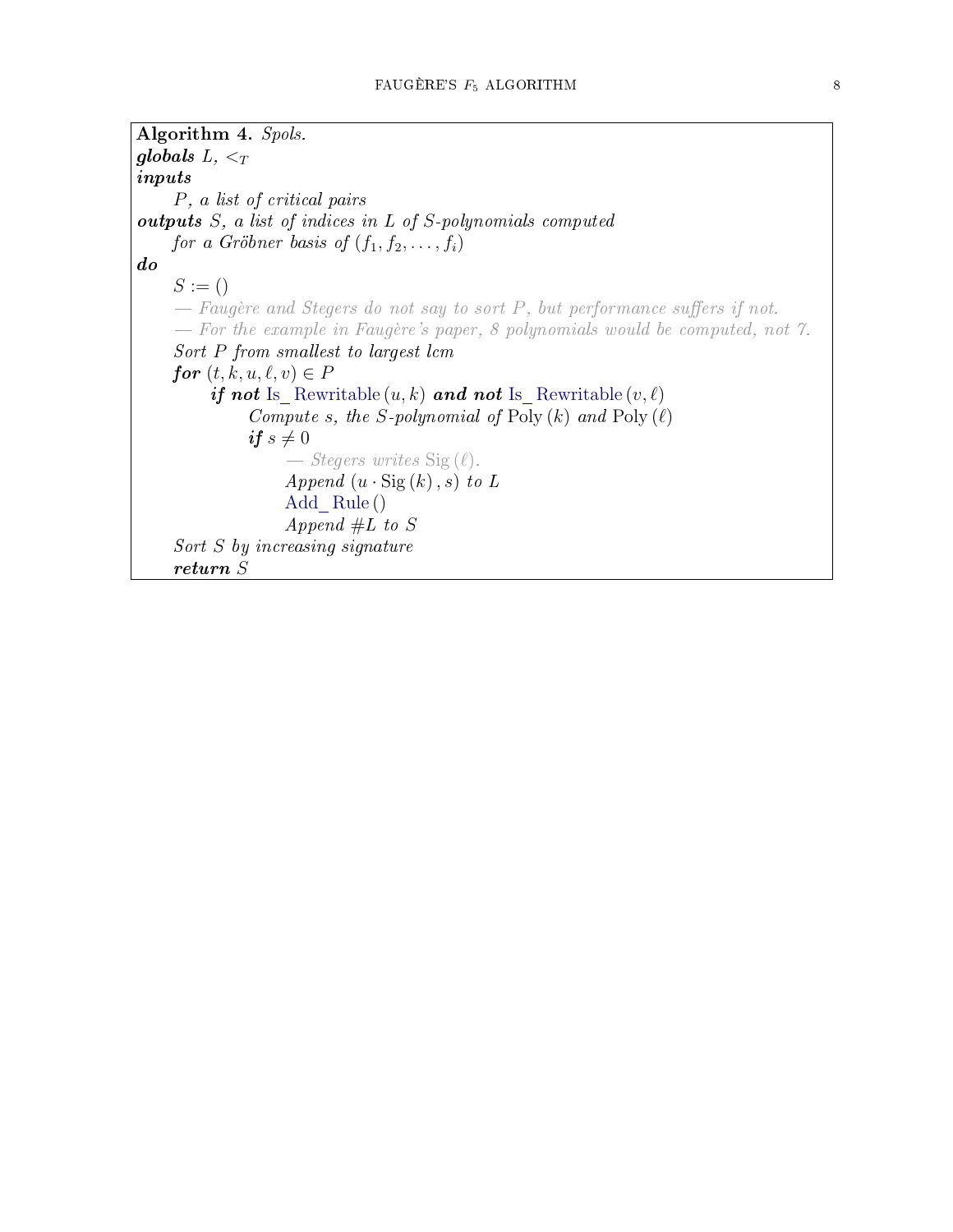**Algorithm 4.** *Spols.*
***globals*** $L$, $<_T$
***inputs***
    *$P$, a list of critical pairs*
***outputs*** *$S$, a list of indices in $L$ of S-polynomials computed for a Gröbner basis of $(f_1, f_2, \ldots, f_i)$*
***do***

```
S := ()
— Faugère and Stegers do not say to sort P, but performance suffers if not.
— For the example in Faugère's paper, 8 polynomials would be computed, not 7.
Sort P from smallest to largest lcm
for (t, k, u, ℓ, v) ∈ P
    if not Is_Rewritable(u, k) and not Is_Rewritable(v, ℓ)
        Compute s, the S-polynomial of Poly(k) and Poly(ℓ)
        if s ≠ 0
            — Stegers writes Sig(ℓ).
            Append (u · Sig(k), s) to L
            Add_Rule()
            Append #L to S
Sort S by increasing signature
return S
```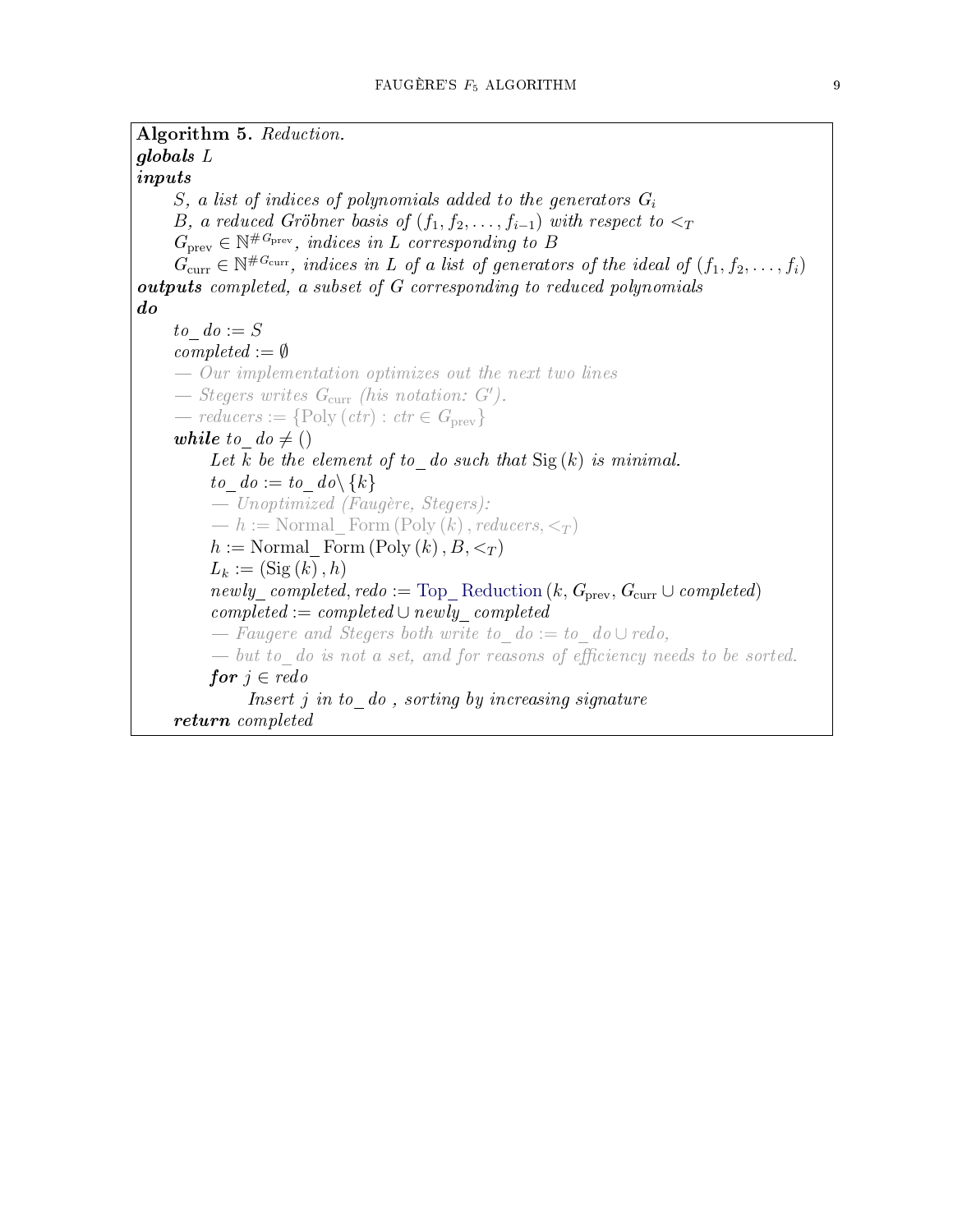**Algorithm 5.** *Reduction.*

***globals*** $L$

***inputs***

$S$, *a list of indices of polynomials added to the generators* $G_i$

$B$, *a reduced Gröbner basis of* $(f_1, f_2, \ldots, f_{i-1})$ *with respect to* $<_T$

$G_{\text{prev}} \in \mathbb{N}^{\# G_{\text{prev}}}$, *indices in* $L$ *corresponding to* $B$

$G_{\text{curr}} \in \mathbb{N}^{\# G_{\text{curr}}}$, *indices in* $L$ *of a list of generators of the ideal of* $(f_1, f_2, \ldots, f_i)$

***outputs*** *completed, a subset of* $G$ *corresponding to reduced polynomials*

***do***

```
to_do := S
completed := ∅
— Our implementation optimizes out the next two lines
— Stegers writes G_curr (his notation: G′).
— reducers := {Poly(ctr) : ctr ∈ G_prev}
while to_do ≠ ()
    Let k be the element of to_do such that Sig(k) is minimal.
    to_do := to_do \ {k}
    — Unoptimized (Faugère, Stegers):
    — h := Normal_Form(Poly(k), reducers, <_T)
    h := Normal_Form(Poly(k), B, <_T)
    L_k := (Sig(k), h)
    newly_completed, redo := Top_Reduction(k, G_prev, G_curr ∪ completed)
    completed := completed ∪ newly_completed
    — Faugere and Stegers both write to_do := to_do ∪ redo,
    — but to_do is not a set, and for reasons of efficiency needs to be sorted.
    for j ∈ redo
        Insert j in to_do , sorting by increasing signature
return completed
```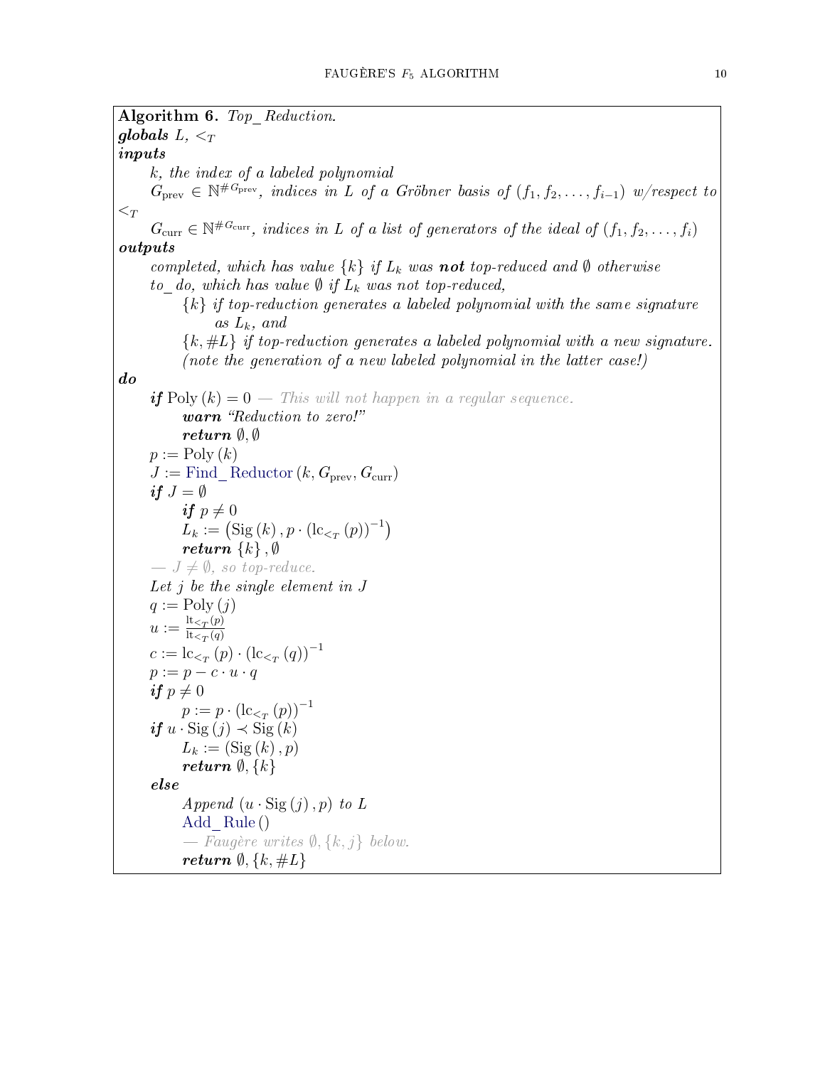**Algorithm 6.** *Top_Reduction.*

***globals*** $L$, $<_T$

***inputs***

*k, the index of a labeled polynomial*

$G_{\text{prev}} \in \mathbb{N}^{\#G_{\text{prev}}}$, *indices in L of a Gröbner basis of* $(f_1, f_2, \ldots, f_{i-1})$ *w/respect to* $<_T$

$G_{\text{curr}} \in \mathbb{N}^{\#G_{\text{curr}}}$, *indices in L of a list of generators of the ideal of* $(f_1, f_2, \ldots, f_i)$

***outputs***

*completed, which has value* $\{k\}$ *if* $L_k$ *was **not** top-reduced and* $\emptyset$ *otherwise*

*to_do, which has value* $\emptyset$ *if* $L_k$ *was not top-reduced,*

$\{k\}$ *if top-reduction generates a labeled polynomial with the same signature as* $L_k$, *and*

$\{k, \#L\}$ *if top-reduction generates a labeled polynomial with a new signature.*

*(note the generation of a new labeled polynomial in the latter case!)*

***do***

```
if Poly(k) = 0 — This will not happen in a regular sequence.
    warn "Reduction to zero!"
    return ∅, ∅
p := Poly(k)
J := Find_Reductor(k, G_prev, G_curr)
if J = ∅
    if p ≠ 0
    L_k := (Sig(k), p · (lc_{<_T}(p))^{-1})
    return {k}, ∅
— J ≠ ∅, so top-reduce.
Let j be the single element in J
q := Poly(j)
u := lt_{<_T}(p) / lt_{<_T}(q)
c := lc_{<_T}(p) · (lc_{<_T}(q))^{-1}
p := p − c · u · q
if p ≠ 0
    p := p · (lc_{<_T}(p))^{-1}
if u · Sig(j) ≺ Sig(k)
    L_k := (Sig(k), p)
    return ∅, {k}
else
    Append (u · Sig(j), p) to L
    Add_Rule()
    — Faugère writes ∅, {k, j} below.
    return ∅, {k, #L}
```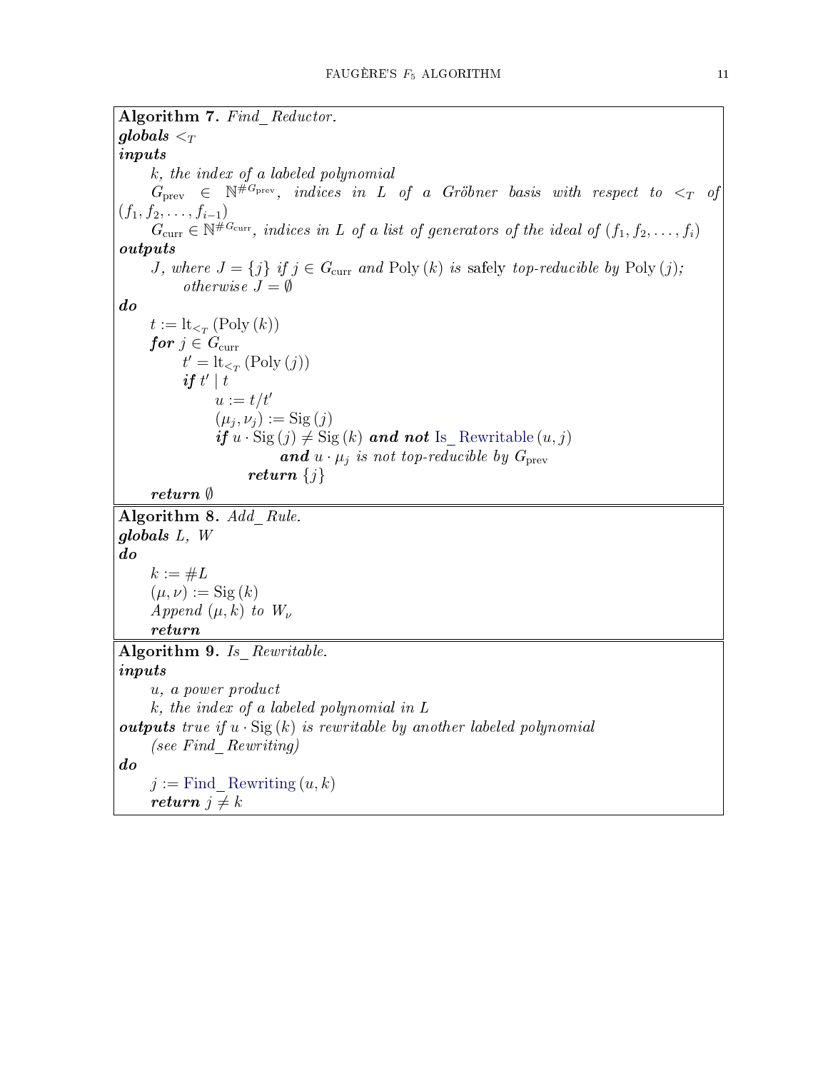**Algorithm 7.** *Find_Reductor.*
***globals*** $<_T$
***inputs***

*k, the index of a labeled polynomial*

$G_{\text{prev}} \in \mathbb{N}^{\#G_{\text{prev}}}$*, indices in L of a Gröbner basis with respect to* $<_T$ *of* $(f_1, f_2, \ldots, f_{i-1})$

$G_{\text{curr}} \in \mathbb{N}^{\#G_{\text{curr}}}$*, indices in L of a list of generators of the ideal of* $(f_1, f_2, \ldots, f_i)$

***outputs***

*J, where* $J = \{j\}$ *if* $j \in G_{\text{curr}}$ *and* $\text{Poly}(k)$ *is* safely *top-reducible by* $\text{Poly}(j)$*; otherwise* $J = \emptyset$

***do***

```
t := lt_{<_T}(Poly(k))
for j ∈ G_curr
    t' = lt_{<_T}(Poly(j))
    if t' | t
        u := t/t'
        (μ_j, ν_j) := Sig(j)
        if u · Sig(j) ≠ Sig(k) and not Is_Rewritable(u, j)
                and u · μ_j is not top-reducible by G_prev
            return {j}
return ∅
```

**Algorithm 8.** *Add_Rule.*
***globals*** *L, W*
***do***

```
k := #L
(μ, ν) := Sig(k)
Append (μ, k) to W_ν
return
```

**Algorithm 9.** *Is_Rewritable.*
***inputs***

*u, a power product*

*k, the index of a labeled polynomial in L*

***outputs*** *true if* $u \cdot \text{Sig}(k)$ *is rewritable by another labeled polynomial (see Find_Rewriting)*

***do***

```
j := Find_Rewriting(u, k)
return j ≠ k
```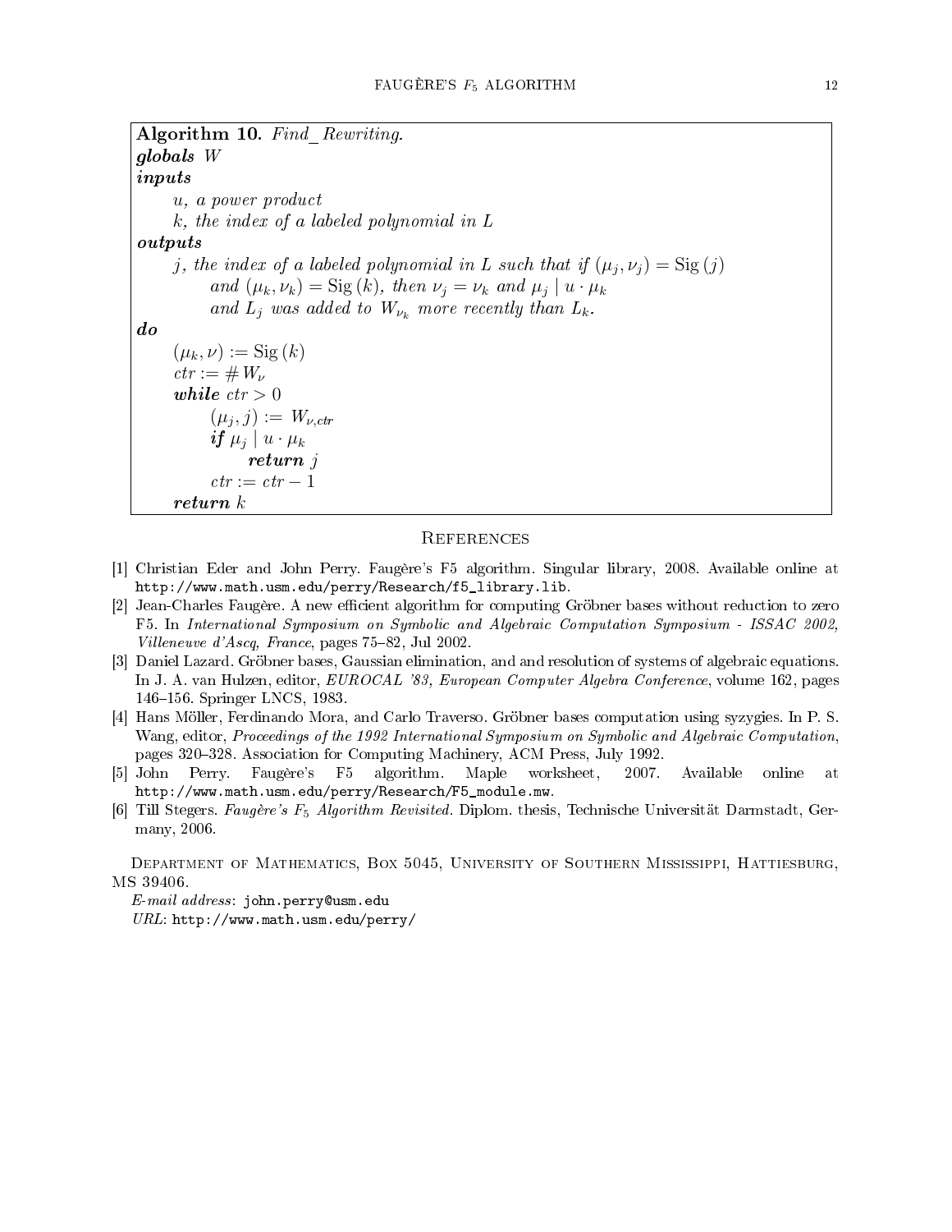**Algorithm 10.** *Find_Rewriting.*
***globals*** $W$
***inputs***

*u, a power product*

*k, the index of a labeled polynomial in L*

***outputs***

*j, the index of a labeled polynomial in L such that if* $(\mu_j, \nu_j) = \text{Sig}(j)$ *and* $(\mu_k, \nu_k) = \text{Sig}(k)$*, then* $\nu_j = \nu_k$ *and* $\mu_j \mid u \cdot \mu_k$ *and* $L_j$ *was added to* $W_{\nu_k}$ *more recently than* $L_k$*.*

***do***

$(\mu_k, \nu) := \text{Sig}(k)$

$ctr := \# W_\nu$

***while*** $ctr > 0$

$(\mu_j, j) := W_{\nu,ctr}$

***if*** $\mu_j \mid u \cdot \mu_k$

***return*** $j$

$ctr := ctr - 1$

***return*** $k$

## References

[1] Christian Eder and John Perry. Faugère's F5 algorithm. Singular library, 2008. Available online at http://www.math.usm.edu/perry/Research/f5_library.lib.

[2] Jean-Charles Faugère. A new efficient algorithm for computing Gröbner bases without reduction to zero F5. In *International Symposium on Symbolic and Algebraic Computation Symposium - ISSAC 2002, Villeneuve d'Ascq, France*, pages 75–82, Jul 2002.

[3] Daniel Lazard. Gröbner bases, Gaussian elimination, and and resolution of systems of algebraic equations. In J. A. van Hulzen, editor, *EUROCAL '83, European Computer Algebra Conference*, volume 162, pages 146–156. Springer LNCS, 1983.

[4] Hans Möller, Ferdinando Mora, and Carlo Traverso. Gröbner bases computation using syzygies. In P. S. Wang, editor, *Proceedings of the 1992 International Symposium on Symbolic and Algebraic Computation*, pages 320–328. Association for Computing Machinery, ACM Press, July 1992.

[5] John Perry. Faugère's F5 algorithm. Maple worksheet, 2007. Available online at http://www.math.usm.edu/perry/Research/F5_module.mw.

[6] Till Stegers. *Faugère's $F_5$ Algorithm Revisited*. Diplom. thesis, Technische Universität Darmstadt, Germany, 2006.

Department of Mathematics, Box 5045, University of Southern Mississippi, Hattiesburg, MS 39406.

*E-mail address*: john.perry@usm.edu

*URL*: http://www.math.usm.edu/perry/